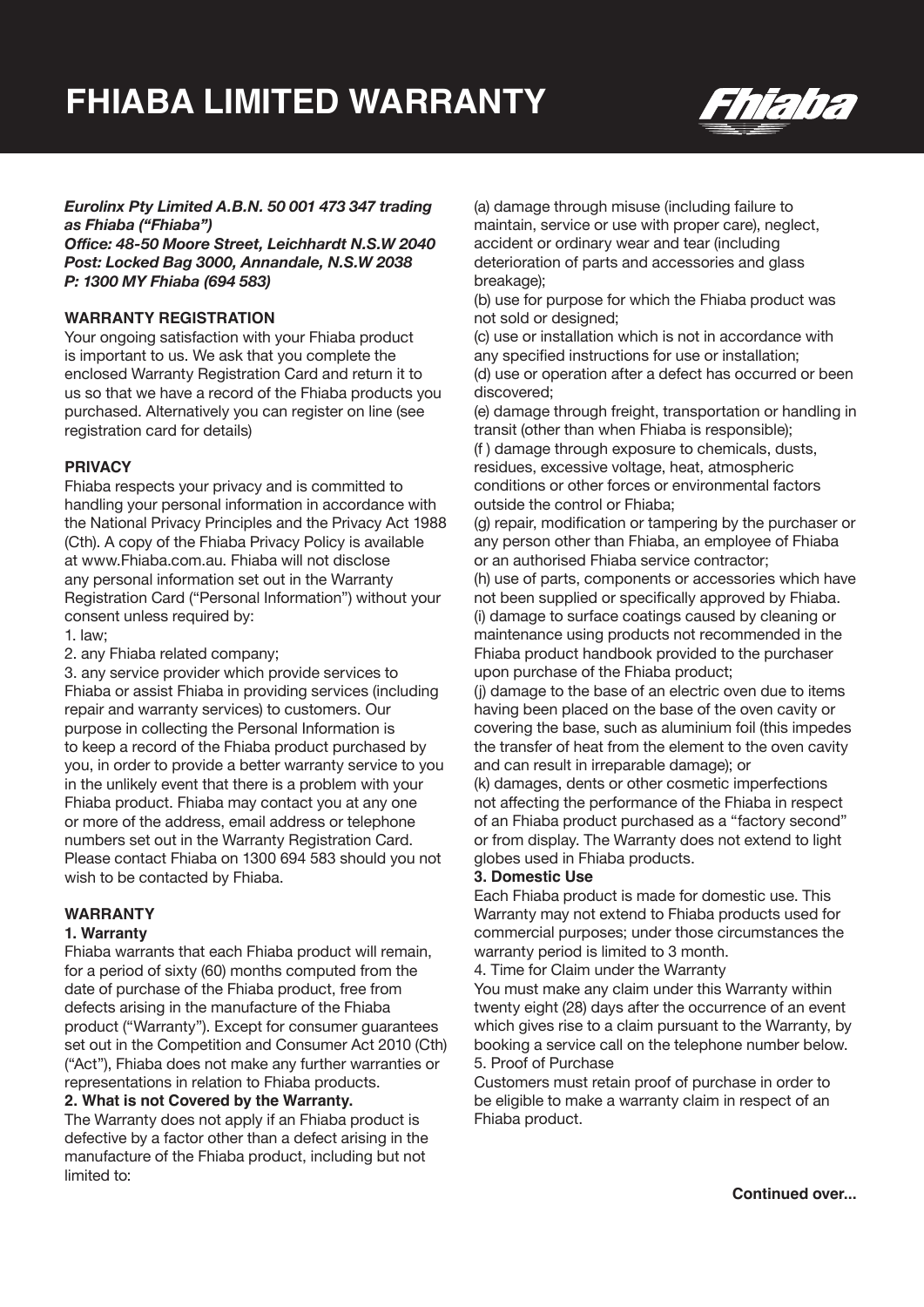# FHIABA LIMITED WARRANTY

***Eurolinx Pty Limited A.B.N. 50 001 473 347 trading as Fhiaba ("Fhiaba")***
***Office: 48-50 Moore Street, Leichhardt N.S.W 2040***
***Post: Locked Bag 3000, Annandale, N.S.W 2038***
***P: 1300 MY Fhiaba (694 583)***

**WARRANTY REGISTRATION**

Your ongoing satisfaction with your Fhiaba product is important to us. We ask that you complete the enclosed Warranty Registration Card and return it to us so that we have a record of the Fhiaba products you purchased. Alternatively you can register on line (see registration card for details)

**PRIVACY**

Fhiaba respects your privacy and is committed to handling your personal information in accordance with the National Privacy Principles and the Privacy Act 1988 (Cth). A copy of the Fhiaba Privacy Policy is available at www.Fhiaba.com.au. Fhiaba will not disclose any personal information set out in the Warranty Registration Card ("Personal Information") without your consent unless required by:

1. law;
2. any Fhiaba related company;
3. any service provider which provide services to Fhiaba or assist Fhiaba in providing services (including repair and warranty services) to customers. Our purpose in collecting the Personal Information is to keep a record of the Fhiaba product purchased by you, in order to provide a better warranty service to you in the unlikely event that there is a problem with your Fhiaba product. Fhiaba may contact you at any one or more of the address, email address or telephone numbers set out in the Warranty Registration Card. Please contact Fhiaba on 1300 694 583 should you not wish to be contacted by Fhiaba.

**WARRANTY**

**1. Warranty**

Fhiaba warrants that each Fhiaba product will remain, for a period of sixty (60) months computed from the date of purchase of the Fhiaba product, free from defects arising in the manufacture of the Fhiaba product ("Warranty"). Except for consumer guarantees set out in the Competition and Consumer Act 2010 (Cth) ("Act"), Fhiaba does not make any further warranties or representations in relation to Fhiaba products.

**2. What is not Covered by the Warranty.**

The Warranty does not apply if an Fhiaba product is defective by a factor other than a defect arising in the manufacture of the Fhiaba product, including but not limited to:

(a) damage through misuse (including failure to maintain, service or use with proper care), neglect, accident or ordinary wear and tear (including deterioration of parts and accessories and glass breakage);
(b) use for purpose for which the Fhiaba product was not sold or designed;
(c) use or installation which is not in accordance with any specified instructions for use or installation;
(d) use or operation after a defect has occurred or been discovered;
(e) damage through freight, transportation or handling in transit (other than when Fhiaba is responsible);
(f ) damage through exposure to chemicals, dusts, residues, excessive voltage, heat, atmospheric conditions or other forces or environmental factors outside the control or Fhiaba;
(g) repair, modification or tampering by the purchaser or any person other than Fhiaba, an employee of Fhiaba or an authorised Fhiaba service contractor;
(h) use of parts, components or accessories which have not been supplied or specifically approved by Fhiaba.
(i) damage to surface coatings caused by cleaning or maintenance using products not recommended in the Fhiaba product handbook provided to the purchaser upon purchase of the Fhiaba product;
(j) damage to the base of an electric oven due to items having been placed on the base of the oven cavity or covering the base, such as aluminium foil (this impedes the transfer of heat from the element to the oven cavity and can result in irreparable damage); or
(k) damages, dents or other cosmetic imperfections not affecting the performance of the Fhiaba in respect of an Fhiaba product purchased as a "factory second" or from display. The Warranty does not extend to light globes used in Fhiaba products.

**3. Domestic Use**

Each Fhiaba product is made for domestic use. This Warranty may not extend to Fhiaba products used for commercial purposes; under those circumstances the warranty period is limited to 3 month.

4. Time for Claim under the Warranty

You must make any claim under this Warranty within twenty eight (28) days after the occurrence of an event which gives rise to a claim pursuant to the Warranty, by booking a service call on the telephone number below.

5. Proof of Purchase

Customers must retain proof of purchase in order to be eligible to make a warranty claim in respect of an Fhiaba product.

**Continued over...**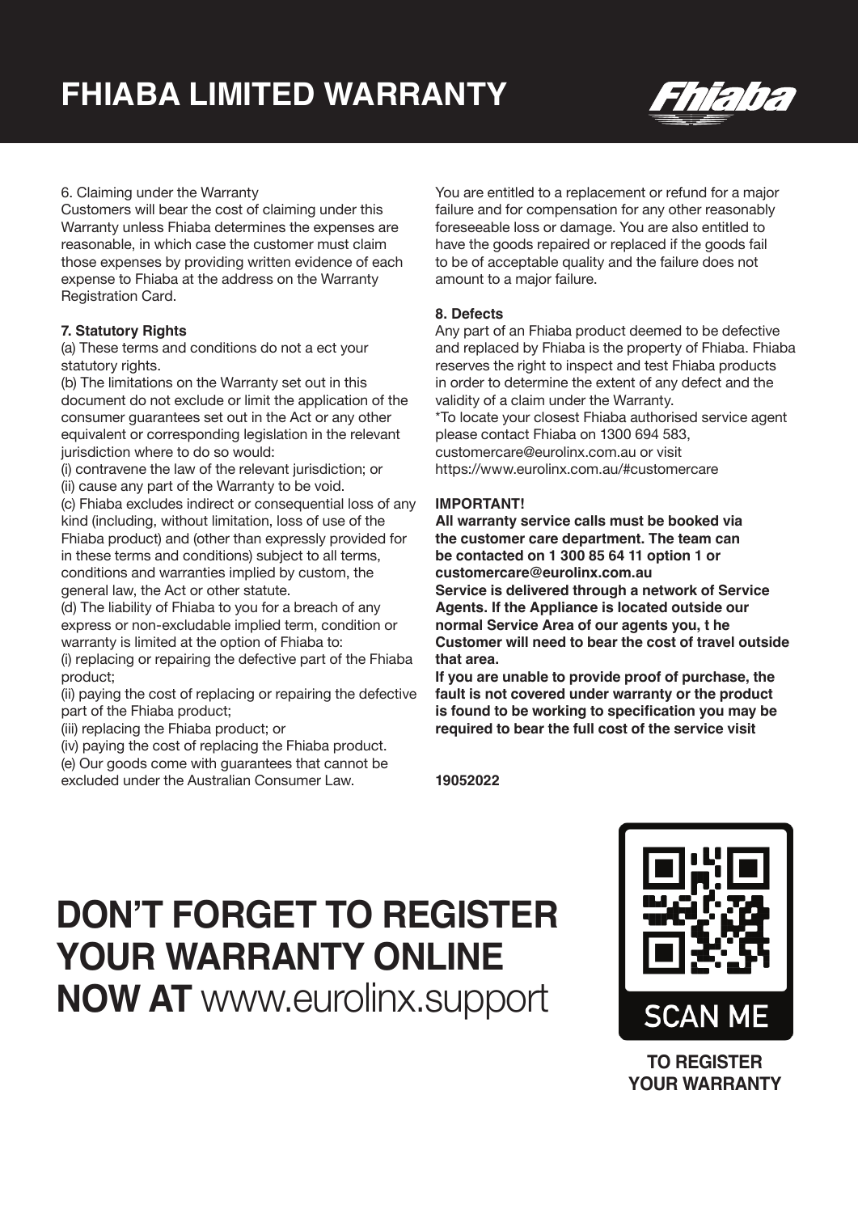# FHIABA LIMITED WARRANTY

6. Claiming under the Warranty
Customers will bear the cost of claiming under this Warranty unless Fhiaba determines the expenses are reasonable, in which case the customer must claim those expenses by providing written evidence of each expense to Fhiaba at the address on the Warranty Registration Card.

**7. Statutory Rights**
(a) These terms and conditions do not a ect your statutory rights.
(b) The limitations on the Warranty set out in this document do not exclude or limit the application of the consumer guarantees set out in the Act or any other equivalent or corresponding legislation in the relevant jurisdiction where to do so would:
(i) contravene the law of the relevant jurisdiction; or
(ii) cause any part of the Warranty to be void.
(c) Fhiaba excludes indirect or consequential loss of any kind (including, without limitation, loss of use of the Fhiaba product) and (other than expressly provided for in these terms and conditions) subject to all terms, conditions and warranties implied by custom, the general law, the Act or other statute.
(d) The liability of Fhiaba to you for a breach of any express or non-excludable implied term, condition or warranty is limited at the option of Fhiaba to:
(i) replacing or repairing the defective part of the Fhiaba product;
(ii) paying the cost of replacing or repairing the defective part of the Fhiaba product;
(iii) replacing the Fhiaba product; or
(iv) paying the cost of replacing the Fhiaba product.
(e) Our goods come with guarantees that cannot be excluded under the Australian Consumer Law.

You are entitled to a replacement or refund for a major failure and for compensation for any other reasonably foreseeable loss or damage. You are also entitled to have the goods repaired or replaced if the goods fail to be of acceptable quality and the failure does not amount to a major failure.

**8. Defects**
Any part of an Fhiaba product deemed to be defective and replaced by Fhiaba is the property of Fhiaba. Fhiaba reserves the right to inspect and test Fhiaba products in order to determine the extent of any defect and the validity of a claim under the Warranty.
*To locate your closest Fhiaba authorised service agent please contact Fhiaba on 1300 694 583, customercare@eurolinx.com.au or visit https://www.eurolinx.com.au/#customercare

**IMPORTANT!**
**All warranty service calls must be booked via the customer care department. The team can be contacted on 1 300 85 64 11 option 1 or customercare@eurolinx.com.au**
**Service is delivered through a network of Service Agents. If the Appliance is located outside our normal Service Area of our agents you, t he Customer will need to bear the cost of travel outside that area.**
**If you are unable to provide proof of purchase, the fault is not covered under warranty or the product is found to be working to specification you may be required to bear the full cost of the service visit**

**19052022**

# DON'T FORGET TO REGISTER YOUR WARRANTY ONLINE NOW AT www.eurolinx.support

SCAN ME

**TO REGISTER YOUR WARRANTY**